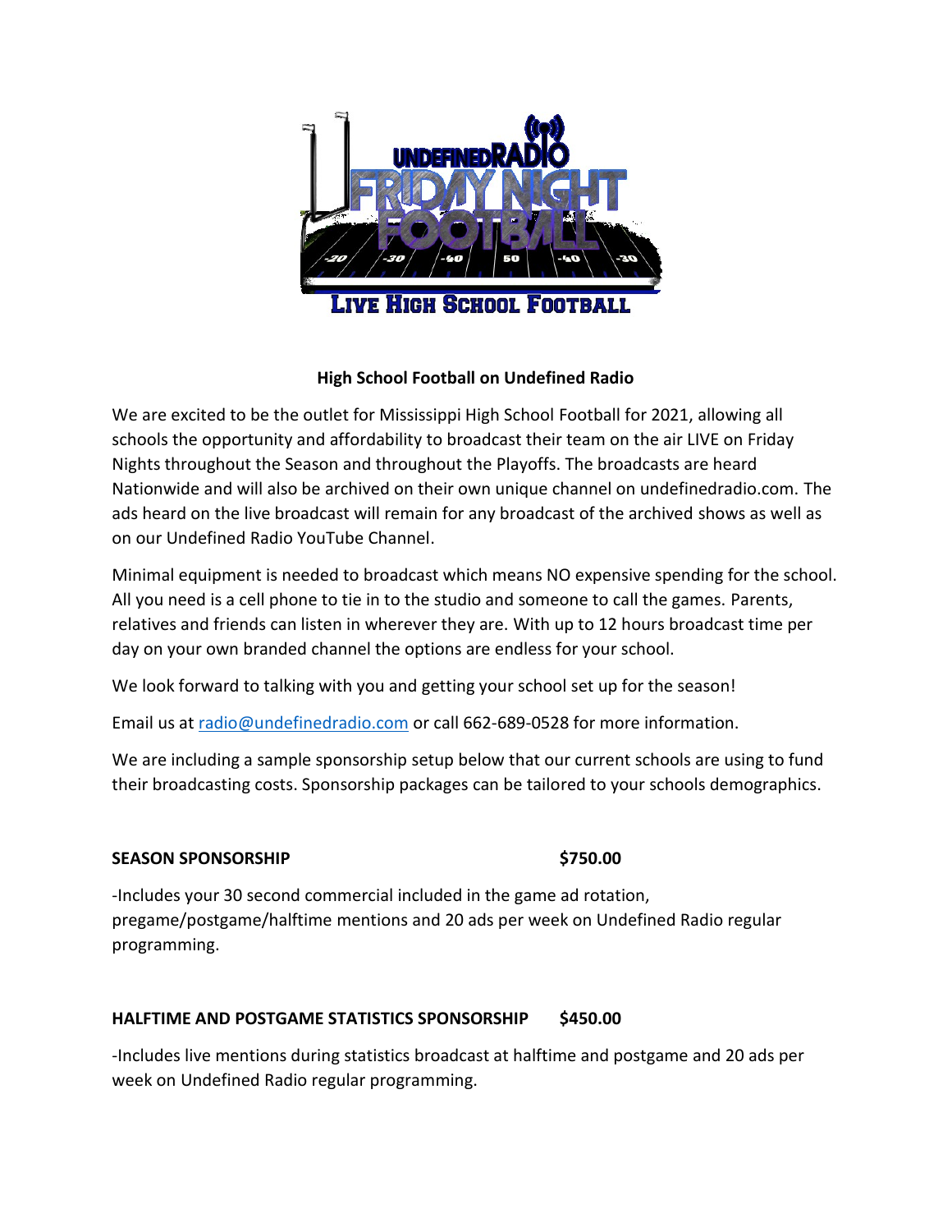## High School Football on Undefined Radio

We are excited to be the outlet for Mississippi High School Football for 2021, allowing all schools the opportunity and affordability to broadcast their team on the air LIVE on Friday Nights throughout the Season and throughout the Playoffs. The broadcasts are heard Nationwide and will also be archived on their own unique channel on undefinedradio.com. The ads heard on the live broadcast will remain for any broadcast of the archived shows as well as on our Undefined Radio YouTube Channel.

Minimal equipment is needed to broadcast which means NO expensive spending for the school. All you need is a cell phone to tie in to the studio and someone to call the games. Parents, relatives and friends can listen in wherever they are. With up to 12 hours broadcast time per day on your own branded channel the options are endless for your school.

We look forward to talking with you and getting your school set up for the season!

Email us at [radio@undefinedradio.com](mailto:radio@undefinedradio.com) or call 662-689-0528 for more information.

We are including a sample sponsorship setup below that our current schools are using to fund their broadcasting costs. Sponsorship packages can be tailored to your schools demographics.

**SEASON SPONSORSHIP $750.00**

-Includes your 30 second commercial included in the game ad rotation, pregame/postgame/halftime mentions and 20 ads per week on Undefined Radio regular programming.

**HALFTIME AND POSTGAME STATISTICS SPONSORSHIP $450.00**

-Includes live mentions during statistics broadcast at halftime and postgame and 20 ads per week on Undefined Radio regular programming.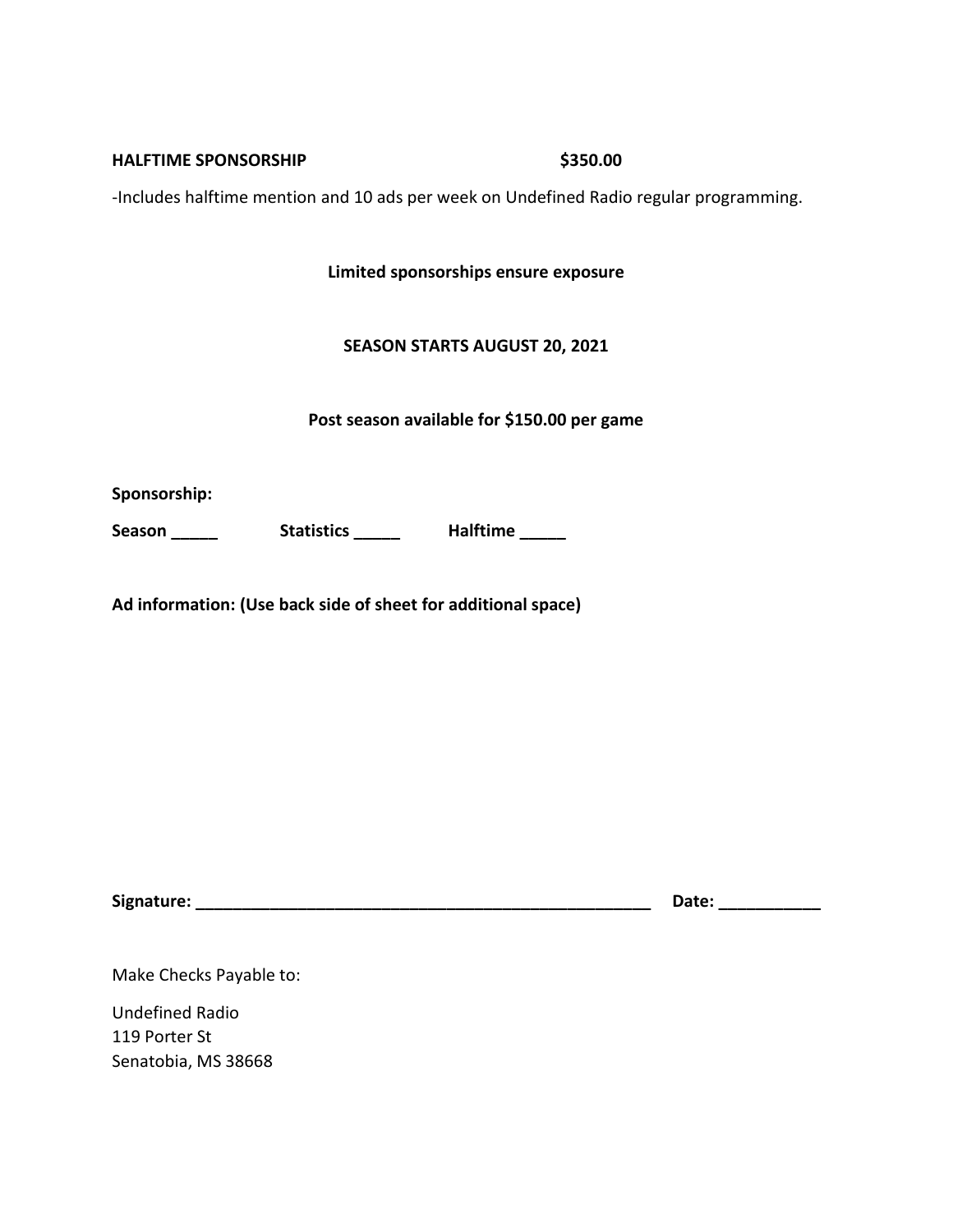**HALFTIME SPONSORSHIP** **$350.00**

-Includes halftime mention and 10 ads per week on Undefined Radio regular programming.

**Limited sponsorships ensure exposure**

**SEASON STARTS AUGUST 20, 2021**

**Post season available for $150.00 per game**

**Sponsorship:**

**Season _____** **Statistics _____** **Halftime _____**

**Ad information: (Use back side of sheet for additional space)**

**Signature: __________________________________________________** **Date: ___________**

Make Checks Payable to:

Undefined Radio
119 Porter St
Senatobia, MS 38668